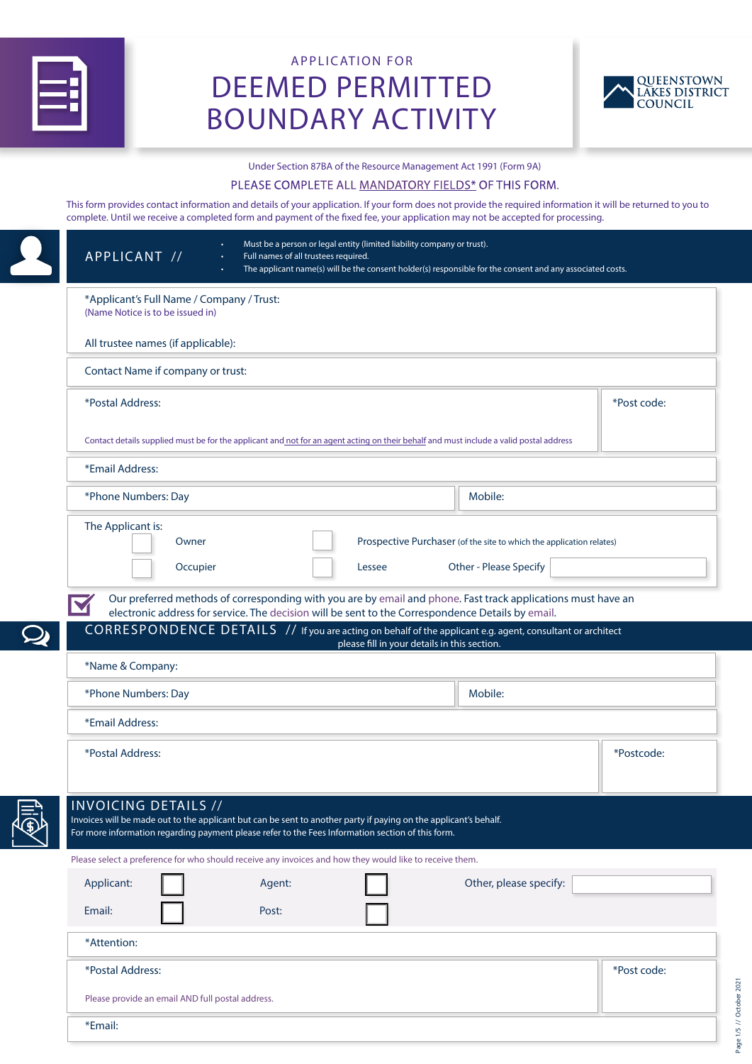APPLICATION FOR

# DEEMED PERMITTED BOUNDARY ACTIVITY

QUEENSTOWN LAKES DISTRICT COUNCIL

Under Section 87BA of the Resource Management Act 1991 (Form 9A)

PLEASE COMPLETE ALL MANDATORY FIELDS* OF THIS FORM.

This form provides contact information and details of your application. If your form does not provide the required information it will be returned to you to complete. Until we receive a completed form and payment of the fixed fee, your application may not be accepted for processing.

## APPLICANT //

- Must be a person or legal entity (limited liability company or trust).
- Full names of all trustees required.
- The applicant name(s) will be the consent holder(s) responsible for the consent and any associated costs.

*Applicant's Full Name / Company / Trust:
(Name Notice is to be issued in)

All trustee names (if applicable):

Contact Name if company or trust:

*Postal Address:

*Post code:

Contact details supplied must be for the applicant and not for an agent acting on their behalf and must include a valid postal address

*Email Address:

*Phone Numbers: Day

Mobile:

The Applicant is:

- ☐ Owner
- ☐ Prospective Purchaser (of the site to which the application relates)
- ☐ Occupier
- ☐ Lessee
- Other - Please Specify

Our preferred methods of corresponding with you are by email and phone. Fast track applications must have an electronic address for service. The decision will be sent to the Correspondence Details by email.

## CORRESPONDENCE DETAILS //

If you are acting on behalf of the applicant e.g. agent, consultant or architect please fill in your details in this section.

*Name & Company:

*Phone Numbers: Day

Mobile:

*Email Address:

*Postal Address:

*Postcode:

## INVOICING DETAILS //

Invoices will be made out to the applicant but can be sent to another party if paying on the applicant's behalf.
For more information regarding payment please refer to the Fees Information section of this form.

Please select a preference for who should receive any invoices and how they would like to receive them.

- Applicant: ☐
- Agent: ☐
- Other, please specify:
- Email: ☐
- Post: ☐

*Attention:

*Postal Address:

*Post code:

Please provide an email AND full postal address.

*Email: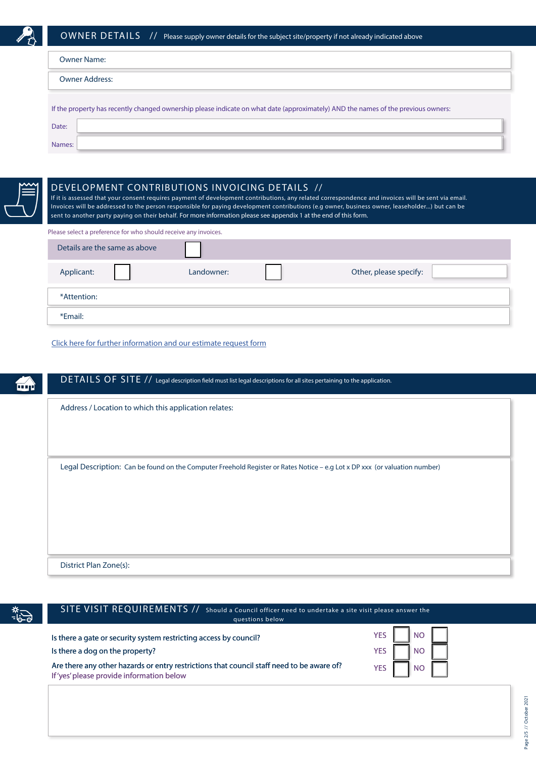## OWNER DETAILS // Please supply owner details for the subject site/property if not already indicated above

Owner Name:

Owner Address:

If the property has recently changed ownership please indicate on what date (approximately) AND the names of the previous owners:

Date:

Names:

## DEVELOPMENT CONTRIBUTIONS INVOICING DETAILS //

If it is assessed that your consent requires payment of development contributions, any related correspondence and invoices will be sent via email. Invoices will be addressed to the person responsible for paying development contributions (e.g owner, business owner, leaseholder...) but can be sent to another party paying on their behalf. For more information please see appendix 1 at the end of this form.

Please select a preference for who should receive any invoices.

Details are the same as above ☐

Applicant: ☐ Landowner: ☐ Other, please specify:

*Attention:

*Email:

[Click here for further information and our estimate request form]

## DETAILS OF SITE // Legal description field must list legal descriptions for all sites pertaining to the application.

Address / Location to which this application relates:

Legal Description: Can be found on the Computer Freehold Register or Rates Notice – e.g Lot x DP xxx (or valuation number)

District Plan Zone(s):

## SITE VISIT REQUIREMENTS // Should a Council officer need to undertake a site visit please answer the questions below

| | | |
|---|---|---|
| Is there a gate or security system restricting access by council? | YES ☐ | NO ☐ |
| Is there a dog on the property? | YES ☐ | NO ☐ |
| Are there any other hazards or entry restrictions that council staff need to be aware of? If 'yes' please provide information below | YES ☐ | NO ☐ |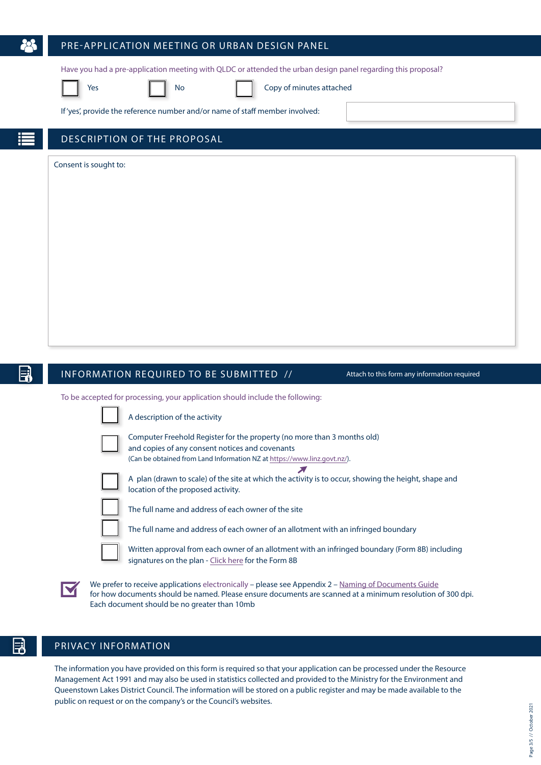## PRE-APPLICATION MEETING OR URBAN DESIGN PANEL

Have you had a pre-application meeting with QLDC or attended the urban design panel regarding this proposal?

☐ Yes ☐ No ☐ Copy of minutes attached

If 'yes', provide the reference number and/or name of staff member involved:

## DESCRIPTION OF THE PROPOSAL

Consent is sought to:

## INFORMATION REQUIRED TO BE SUBMITTED //

Attach to this form any information required

To be accepted for processing, your application should include the following:

- ☐ A description of the activity
- ☐ Computer Freehold Register for the property (no more than 3 months old) and copies of any consent notices and covenants
  (Can be obtained from Land Information NZ at https://www.linz.govt.nz/).
- ☐ A plan (drawn to scale) of the site at which the activity is to occur, showing the height, shape and location of the proposed activity.
- ☐ The full name and address of each owner of the site
- ☐ The full name and address of each owner of an allotment with an infringed boundary
- ☐ Written approval from each owner of an allotment with an infringed boundary (Form 8B) including signatures on the plan - Click here for the Form 8B

We prefer to receive applications electronically – please see Appendix 2 – Naming of Documents Guide for how documents should be named. Please ensure documents are scanned at a minimum resolution of 300 dpi. Each document should be no greater than 10mb

## PRIVACY INFORMATION

The information you have provided on this form is required so that your application can be processed under the Resource Management Act 1991 and may also be used in statistics collected and provided to the Ministry for the Environment and Queenstown Lakes District Council. The information will be stored on a public register and may be made available to the public on request or on the company's or the Council's websites.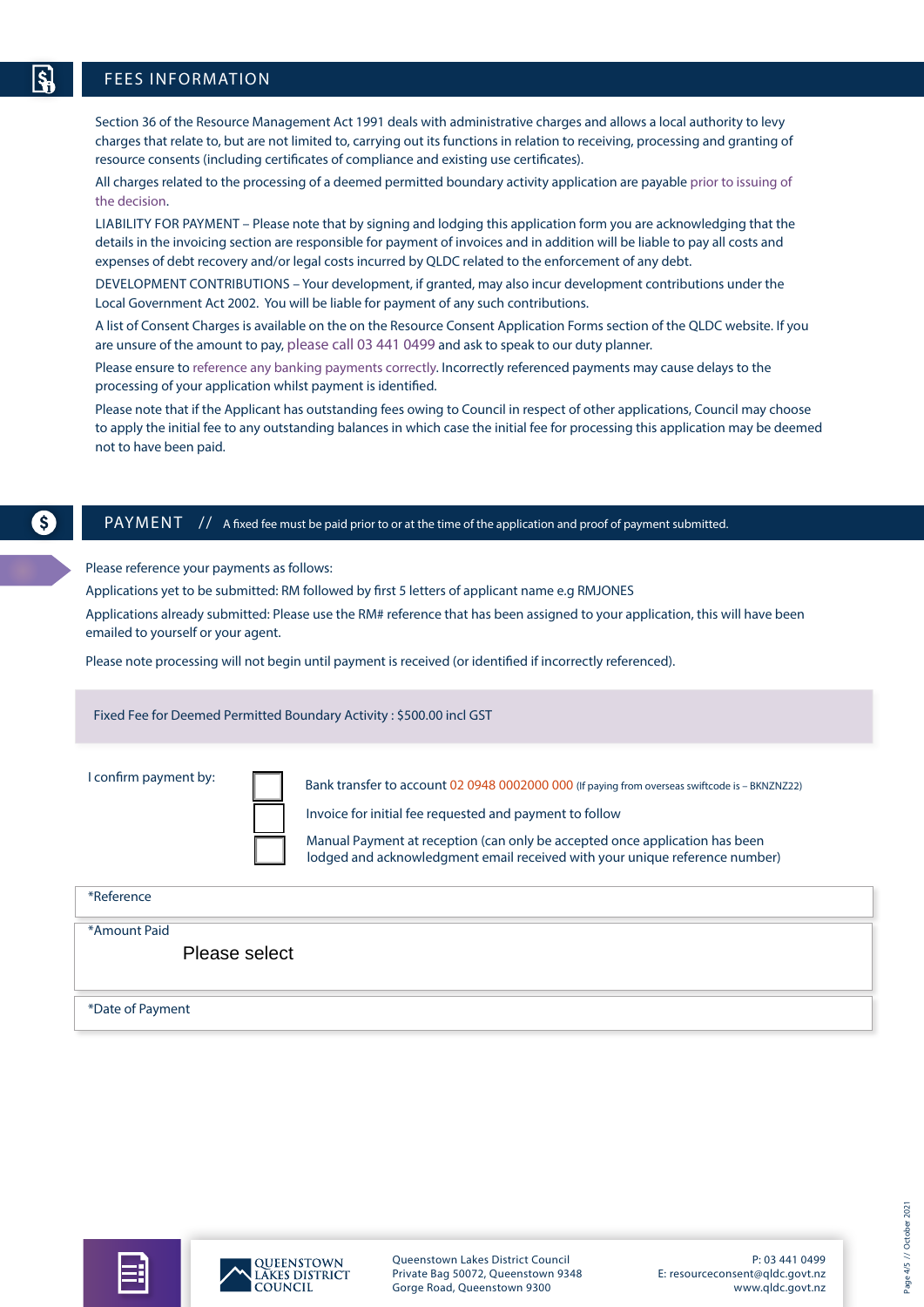## FEES INFORMATION

Section 36 of the Resource Management Act 1991 deals with administrative charges and allows a local authority to levy charges that relate to, but are not limited to, carrying out its functions in relation to receiving, processing and granting of resource consents (including certificates of compliance and existing use certificates).

All charges related to the processing of a deemed permitted boundary activity application are payable prior to issuing of the decision.

LIABILITY FOR PAYMENT – Please note that by signing and lodging this application form you are acknowledging that the details in the invoicing section are responsible for payment of invoices and in addition will be liable to pay all costs and expenses of debt recovery and/or legal costs incurred by QLDC related to the enforcement of any debt.

DEVELOPMENT CONTRIBUTIONS – Your development, if granted, may also incur development contributions under the Local Government Act 2002. You will be liable for payment of any such contributions.

A list of Consent Charges is available on the on the Resource Consent Application Forms section of the QLDC website. If you are unsure of the amount to pay, please call 03 441 0499 and ask to speak to our duty planner.

Please ensure to reference any banking payments correctly. Incorrectly referenced payments may cause delays to the processing of your application whilst payment is identified.

Please note that if the Applicant has outstanding fees owing to Council in respect of other applications, Council may choose to apply the initial fee to any outstanding balances in which case the initial fee for processing this application may be deemed not to have been paid.

## PAYMENT // A fixed fee must be paid prior to or at the time of the application and proof of payment submitted.

Please reference your payments as follows:

Applications yet to be submitted: RM followed by first 5 letters of applicant name e.g RMJONES

Applications already submitted: Please use the RM# reference that has been assigned to your application, this will have been emailed to yourself or your agent.

Please note processing will not begin until payment is received (or identified if incorrectly referenced).

Fixed Fee for Deemed Permitted Boundary Activity : $500.00 incl GST

I confirm payment by:

- ☐ Bank transfer to account 02 0948 0002000 000 (If paying from overseas swiftcode is – BKNZNZ22)
- ☐ Invoice for initial fee requested and payment to follow
- ☐ Manual Payment at reception (can only be accepted once application has been lodged and acknowledgment email received with your unique reference number)

*Reference

*Amount Paid

Please select

*Date of Payment

QUEENSTOWN LAKES DISTRICT COUNCIL

Queenstown Lakes District Council
Private Bag 50072, Queenstown 9348
Gorge Road, Queenstown 9300

P: 03 441 0499
E: resourceconsent@qldc.govt.nz
www.qldc.govt.nz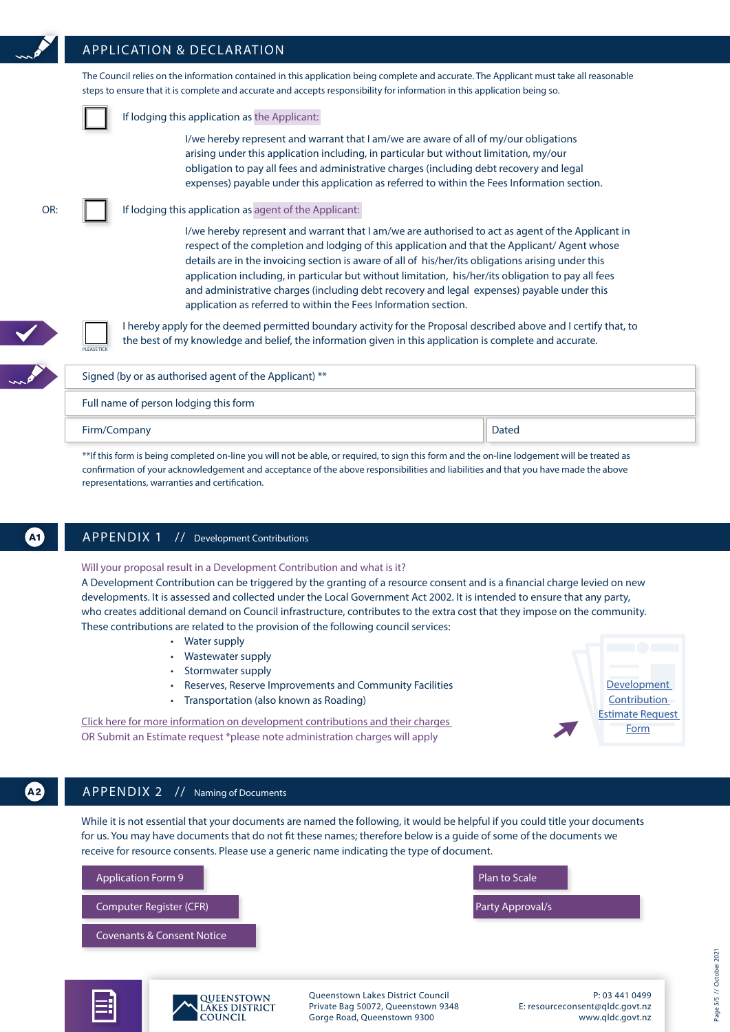## APPLICATION & DECLARATION

The Council relies on the information contained in this application being complete and accurate. The Applicant must take all reasonable steps to ensure that it is complete and accurate and accepts responsibility for information in this application being so.

☐ If lodging this application as the Applicant:

I/we hereby represent and warrant that I am/we are aware of all of my/our obligations arising under this application including, in particular but without limitation, my/our obligation to pay all fees and administrative charges (including debt recovery and legal expenses) payable under this application as referred to within the Fees Information section.

OR: ☐ If lodging this application as agent of the Applicant:

I/we hereby represent and warrant that I am/we are authorised to act as agent of the Applicant in respect of the completion and lodging of this application and that the Applicant/ Agent whose details are in the invoicing section is aware of all of his/her/its obligations arising under this application including, in particular but without limitation, his/her/its obligation to pay all fees and administrative charges (including debt recovery and legal expenses) payable under this application as referred to within the Fees Information section.

☐ PLEASE TICK — I hereby apply for the deemed permitted boundary activity for the Proposal described above and I certify that, to the best of my knowledge and belief, the information given in this application is complete and accurate.

| | |
|---|---|
| Signed (by or as authorised agent of the Applicant) ** | |
| Full name of person lodging this form | |
| Firm/Company | Dated |

**If this form is being completed on-line you will not be able, or required, to sign this form and the on-line lodgement will be treated as confirmation of your acknowledgement and acceptance of the above responsibilities and liabilities and that you have made the above representations, warranties and certification.

## APPENDIX 1 // Development Contributions

Will your proposal result in a Development Contribution and what is it?

A Development Contribution can be triggered by the granting of a resource consent and is a financial charge levied on new developments. It is assessed and collected under the Local Government Act 2002. It is intended to ensure that any party, who creates additional demand on Council infrastructure, contributes to the extra cost that they impose on the community. These contributions are related to the provision of the following council services:

- Water supply
- Wastewater supply
- Stormwater supply
- Reserves, Reserve Improvements and Community Facilities
- Transportation (also known as Roading)

Click here for more information on development contributions and their charges

OR Submit an Estimate request *please note administration charges will apply

Development Contribution Estimate Request Form

## APPENDIX 2 // Naming of Documents

While it is not essential that your documents are named the following, it would be helpful if you could title your documents for us. You may have documents that do not fit these names; therefore below is a guide of some of the documents we receive for resource consents. Please use a generic name indicating the type of document.

- Application Form 9
- Computer Register (CFR)
- Covenants & Consent Notice
- Plan to Scale
- Party Approval/s

QUEENSTOWN LAKES DISTRICT COUNCIL

Queenstown Lakes District Council
Private Bag 50072, Queenstown 9348
Gorge Road, Queenstown 9300

P: 03 441 0499
E: resourceconsent@qldc.govt.nz
www.qldc.govt.nz